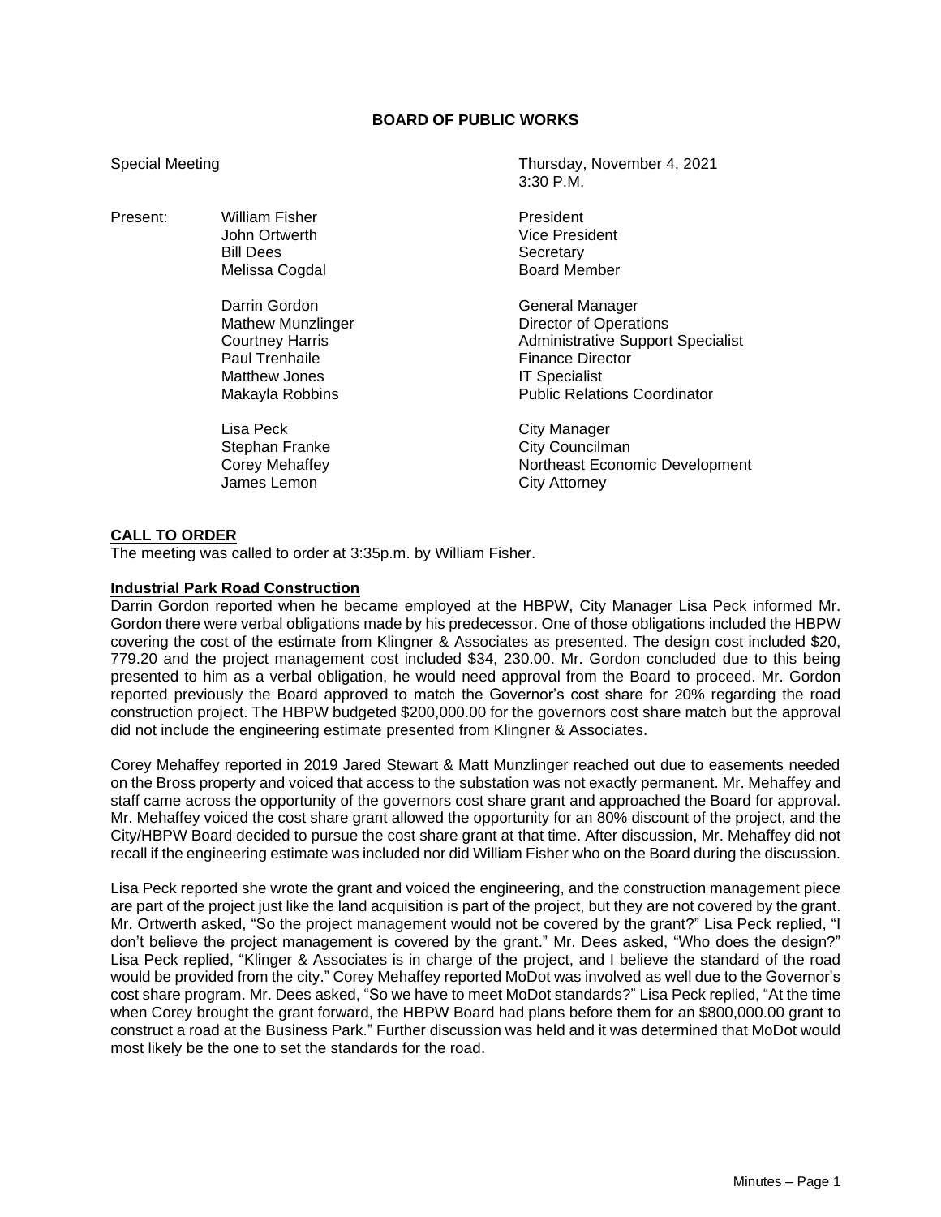**BOARD OF PUBLIC WORKS**

Special Meeting — Thursday, November 4, 2021, 3:30 P.M.

| Present: | | |
|---|---|---|
| | William Fisher | President |
| | John Ortwerth | Vice President |
| | Bill Dees | Secretary |
| | Melissa Cogdal | Board Member |
| | Darrin Gordon | General Manager |
| | Mathew Munzlinger | Director of Operations |
| | Courtney Harris | Administrative Support Specialist |
| | Paul Trenhaile | Finance Director |
| | Matthew Jones | IT Specialist |
| | Makayla Robbins | Public Relations Coordinator |
| | Lisa Peck | City Manager |
| | Stephan Franke | City Councilman |
| | Corey Mehaffey | Northeast Economic Development |
| | James Lemon | City Attorney |

**CALL TO ORDER**

The meeting was called to order at 3:35p.m. by William Fisher.

**Industrial Park Road Construction**

Darrin Gordon reported when he became employed at the HBPW, City Manager Lisa Peck informed Mr. Gordon there were verbal obligations made by his predecessor. One of those obligations included the HBPW covering the cost of the estimate from Klingner & Associates as presented. The design cost included $20, 779.20 and the project management cost included $34, 230.00. Mr. Gordon concluded due to this being presented to him as a verbal obligation, he would need approval from the Board to proceed. Mr. Gordon reported previously the Board approved to match the Governor's cost share for 20% regarding the road construction project. The HBPW budgeted $200,000.00 for the governors cost share match but the approval did not include the engineering estimate presented from Klingner & Associates.

Corey Mehaffey reported in 2019 Jared Stewart & Matt Munzlinger reached out due to easements needed on the Bross property and voiced that access to the substation was not exactly permanent. Mr. Mehaffey and staff came across the opportunity of the governors cost share grant and approached the Board for approval. Mr. Mehaffey voiced the cost share grant allowed the opportunity for an 80% discount of the project, and the City/HBPW Board decided to pursue the cost share grant at that time. After discussion, Mr. Mehaffey did not recall if the engineering estimate was included nor did William Fisher who on the Board during the discussion.

Lisa Peck reported she wrote the grant and voiced the engineering, and the construction management piece are part of the project just like the land acquisition is part of the project, but they are not covered by the grant. Mr. Ortwerth asked, "So the project management would not be covered by the grant?" Lisa Peck replied, "I don't believe the project management is covered by the grant." Mr. Dees asked, "Who does the design?" Lisa Peck replied, "Klinger & Associates is in charge of the project, and I believe the standard of the road would be provided from the city." Corey Mehaffey reported MoDot was involved as well due to the Governor's cost share program. Mr. Dees asked, "So we have to meet MoDot standards?" Lisa Peck replied, "At the time when Corey brought the grant forward, the HBPW Board had plans before them for an $800,000.00 grant to construct a road at the Business Park." Further discussion was held and it was determined that MoDot would most likely be the one to set the standards for the road.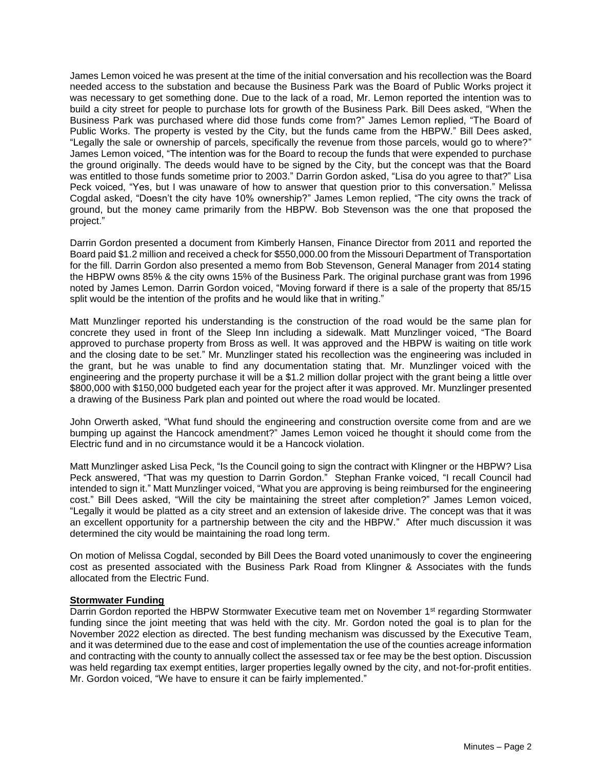James Lemon voiced he was present at the time of the initial conversation and his recollection was the Board needed access to the substation and because the Business Park was the Board of Public Works project it was necessary to get something done. Due to the lack of a road, Mr. Lemon reported the intention was to build a city street for people to purchase lots for growth of the Business Park. Bill Dees asked, "When the Business Park was purchased where did those funds come from?" James Lemon replied, "The Board of Public Works. The property is vested by the City, but the funds came from the HBPW." Bill Dees asked, "Legally the sale or ownership of parcels, specifically the revenue from those parcels, would go to where?" James Lemon voiced, "The intention was for the Board to recoup the funds that were expended to purchase the ground originally. The deeds would have to be signed by the City, but the concept was that the Board was entitled to those funds sometime prior to 2003." Darrin Gordon asked, "Lisa do you agree to that?" Lisa Peck voiced, "Yes, but I was unaware of how to answer that question prior to this conversation." Melissa Cogdal asked, "Doesn't the city have 10% ownership?" James Lemon replied, "The city owns the track of ground, but the money came primarily from the HBPW. Bob Stevenson was the one that proposed the project."

Darrin Gordon presented a document from Kimberly Hansen, Finance Director from 2011 and reported the Board paid $1.2 million and received a check for $550,000.00 from the Missouri Department of Transportation for the fill. Darrin Gordon also presented a memo from Bob Stevenson, General Manager from 2014 stating the HBPW owns 85% & the city owns 15% of the Business Park. The original purchase grant was from 1996 noted by James Lemon. Darrin Gordon voiced, "Moving forward if there is a sale of the property that 85/15 split would be the intention of the profits and he would like that in writing."

Matt Munzlinger reported his understanding is the construction of the road would be the same plan for concrete they used in front of the Sleep Inn including a sidewalk. Matt Munzlinger voiced, "The Board approved to purchase property from Bross as well. It was approved and the HBPW is waiting on title work and the closing date to be set." Mr. Munzlinger stated his recollection was the engineering was included in the grant, but he was unable to find any documentation stating that. Mr. Munzlinger voiced with the engineering and the property purchase it will be a $1.2 million dollar project with the grant being a little over $800,000 with $150,000 budgeted each year for the project after it was approved. Mr. Munzlinger presented a drawing of the Business Park plan and pointed out where the road would be located.

John Orwerth asked, "What fund should the engineering and construction oversite come from and are we bumping up against the Hancock amendment?" James Lemon voiced he thought it should come from the Electric fund and in no circumstance would it be a Hancock violation.

Matt Munzlinger asked Lisa Peck, "Is the Council going to sign the contract with Klingner or the HBPW? Lisa Peck answered, "That was my question to Darrin Gordon." Stephan Franke voiced, "I recall Council had intended to sign it." Matt Munzlinger voiced, "What you are approving is being reimbursed for the engineering cost." Bill Dees asked, "Will the city be maintaining the street after completion?" James Lemon voiced, "Legally it would be platted as a city street and an extension of lakeside drive. The concept was that it was an excellent opportunity for a partnership between the city and the HBPW." After much discussion it was determined the city would be maintaining the road long term.

On motion of Melissa Cogdal, seconded by Bill Dees the Board voted unanimously to cover the engineering cost as presented associated with the Business Park Road from Klingner & Associates with the funds allocated from the Electric Fund.

**Stormwater Funding**

Darrin Gordon reported the HBPW Stormwater Executive team met on November 1st regarding Stormwater funding since the joint meeting that was held with the city. Mr. Gordon noted the goal is to plan for the November 2022 election as directed. The best funding mechanism was discussed by the Executive Team, and it was determined due to the ease and cost of implementation the use of the counties acreage information and contracting with the county to annually collect the assessed tax or fee may be the best option. Discussion was held regarding tax exempt entities, larger properties legally owned by the city, and not-for-profit entities. Mr. Gordon voiced, "We have to ensure it can be fairly implemented."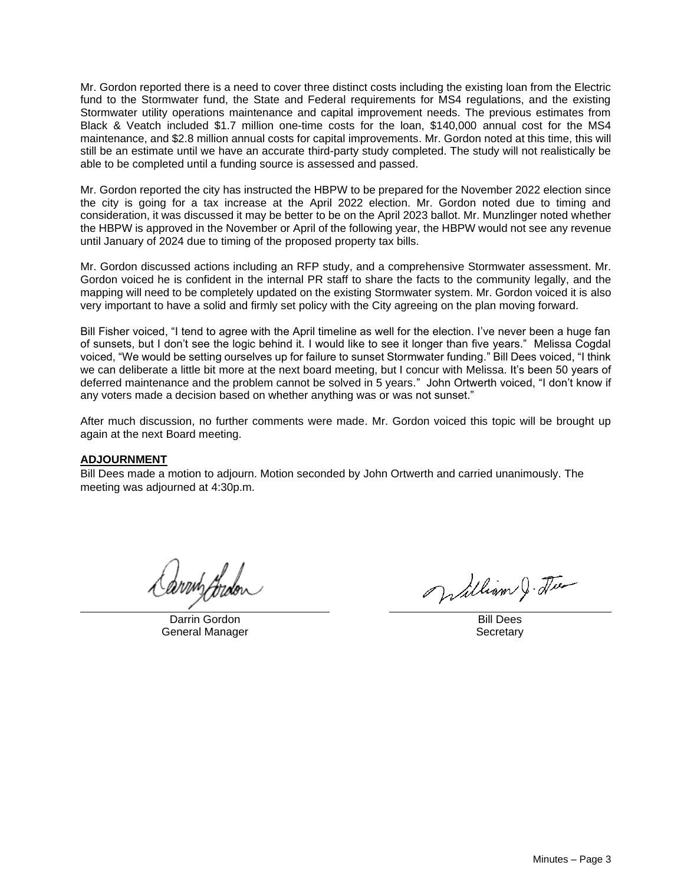Mr. Gordon reported there is a need to cover three distinct costs including the existing loan from the Electric fund to the Stormwater fund, the State and Federal requirements for MS4 regulations, and the existing Stormwater utility operations maintenance and capital improvement needs. The previous estimates from Black & Veatch included $1.7 million one-time costs for the loan, $140,000 annual cost for the MS4 maintenance, and $2.8 million annual costs for capital improvements. Mr. Gordon noted at this time, this will still be an estimate until we have an accurate third-party study completed. The study will not realistically be able to be completed until a funding source is assessed and passed.

Mr. Gordon reported the city has instructed the HBPW to be prepared for the November 2022 election since the city is going for a tax increase at the April 2022 election. Mr. Gordon noted due to timing and consideration, it was discussed it may be better to be on the April 2023 ballot. Mr. Munzlinger noted whether the HBPW is approved in the November or April of the following year, the HBPW would not see any revenue until January of 2024 due to timing of the proposed property tax bills.

Mr. Gordon discussed actions including an RFP study, and a comprehensive Stormwater assessment. Mr. Gordon voiced he is confident in the internal PR staff to share the facts to the community legally, and the mapping will need to be completely updated on the existing Stormwater system. Mr. Gordon voiced it is also very important to have a solid and firmly set policy with the City agreeing on the plan moving forward.

Bill Fisher voiced, "I tend to agree with the April timeline as well for the election. I've never been a huge fan of sunsets, but I don't see the logic behind it. I would like to see it longer than five years." Melissa Cogdal voiced, "We would be setting ourselves up for failure to sunset Stormwater funding." Bill Dees voiced, "I think we can deliberate a little bit more at the next board meeting, but I concur with Melissa. It's been 50 years of deferred maintenance and the problem cannot be solved in 5 years." John Ortwerth voiced, "I don't know if any voters made a decision based on whether anything was or was not sunset."

After much discussion, no further comments were made. Mr. Gordon voiced this topic will be brought up again at the next Board meeting.

**ADJOURNMENT**

Bill Dees made a motion to adjourn. Motion seconded by John Ortwerth and carried unanimously. The meeting was adjourned at 4:30p.m.

Darrin Gordon
General Manager

Bill Dees
Secretary